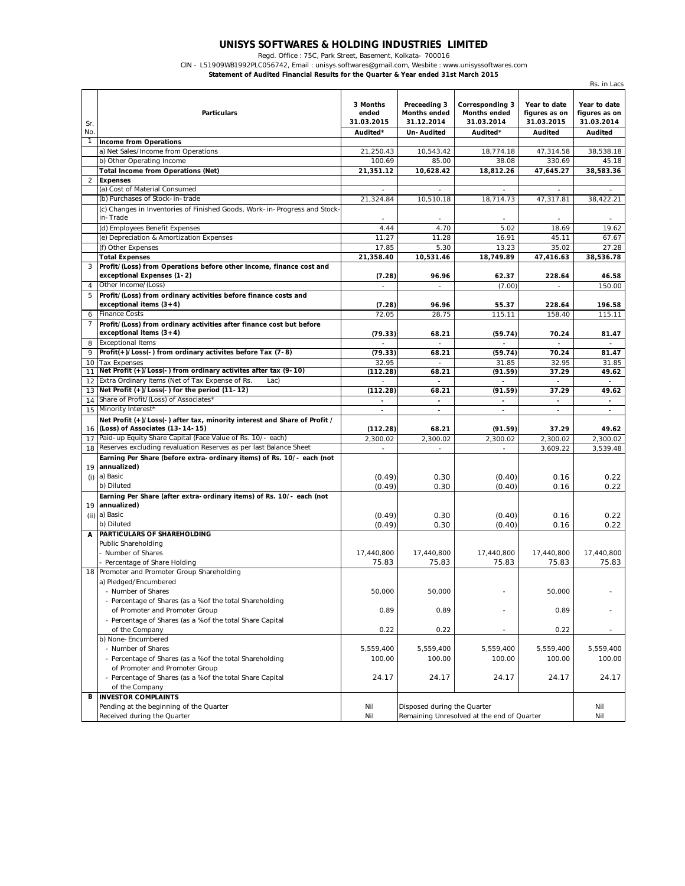# UNISYS SOFTWARES & HOLDING INDUSTRIES LIMITED

Regd. Office : 75C, Park Street, Basement, Kolkata- 700016

CIN - L51909WB1992PLC056742, Email : unisys.softwares@gmail.com, Wesbite : www.unisyssoftwares.com

**Statement of Audited Financial Results for the Quarter & Year ended 31st March 2015**

Rs. in Lacs

| Sr. No. | Particulars | 3 Months ended 31.03.2015 | Preceeding 3 Months ended 31.12.2014 | Corresponding 3 Months ended 31.03.2014 | Year to date figures as on 31.03.2015 | Year to date figures as on 31.03.2014 |
|---|---|---|---|---|---|---|
| | | Audited* | Un-Audited | Audited* | Audited | Audited |
| 1 | **Income from Operations** | | | | | |
| | a) Net Sales/Income from Operations | 21,250.43 | 10,543.42 | 18,774.18 | 47,314.58 | 38,538.18 |
| | b) Other Operating Income | 100.69 | 85.00 | 38.08 | 330.69 | 45.18 |
| | **Total Income from Operations (Net)** | **21,351.12** | **10,628.42** | **18,812.26** | **47,645.27** | **38,583.36** |
| 2 | **Expenses** | | | | | |
| | (a) Cost of Material Consumed | - | - | - | - | - |
| | (b) Purchases of Stock-in-trade | 21,324.84 | 10,510.18 | 18,714.73 | 47,317.81 | 38,422.21 |
| | (c) Changes in Inventories of Finished Goods, Work-in-Progress and Stock-in-Trade | - | - | - | - | - |
| | (d) Employees Benefit Expenses | 4.44 | 4.70 | 5.02 | 18.69 | 19.62 |
| | (e) Depreciation & Amortization Expenses | 11.27 | 11.28 | 16.91 | 45.11 | 67.67 |
| | (f) Other Expenses | 17.85 | 5.30 | 13.23 | 35.02 | 27.28 |
| | **Total Expenses** | **21,358.40** | **10,531.46** | **18,749.89** | **47,416.63** | **38,536.78** |
| 3 | **Profit/(Loss) from Operations before other Income, finance cost and exceptional Expenses (1-2)** | **(7.28)** | **96.96** | **62.37** | **228.64** | **46.58** |
| 4 | Other Income/(Loss) | - | - | (7.00) | - | 150.00 |
| 5 | **Profit/(Loss) from ordinary activities before finance costs and exceptional items (3+4)** | **(7.28)** | **96.96** | **55.37** | **228.64** | **196.58** |
| 6 | Finance Costs | 72.05 | 28.75 | 115.11 | 158.40 | 115.11 |
| 7 | **Profit/(Loss) from ordinary activities after finance cost but before exceptional items (3+4)** | **(79.33)** | **68.21** | **(59.74)** | **70.24** | **81.47** |
| 8 | Exceptional Items | - | - | - | - | - |
| 9 | **Profit(+)/Loss(-) from ordinary activites before Tax (7-8)** | **(79.33)** | **68.21** | **(59.74)** | **70.24** | **81.47** |
| 10 | Tax Expenses | 32.95 | - | 31.85 | 32.95 | 31.85 |
| 11 | **Net Profit (+)/Loss(-) from ordinary activites after tax (9-10)** | **(112.28)** | **68.21** | **(91.59)** | **37.29** | **49.62** |
| 12 | Extra Ordinary Items (Net of Tax Expense of Rs. Lac) | - | - | - | - | - |
| 13 | **Net Profit (+)/Loss(-) for the period (11-12)** | **(112.28)** | **68.21** | **(91.59)** | **37.29** | **49.62** |
| 14 | Share of Profit/(Loss) of Associates* | - | - | - | - | - |
| 15 | Minority Interest* | - | - | - | - | - |
| 16 | **Net Profit (+)/Loss(-) after tax, minority interest and Share of Profit / (Loss) of Associates (13-14-15)** | **(112.28)** | **68.21** | **(91.59)** | **37.29** | **49.62** |
| 17 | Paid-up Equity Share Capital (Face Value of Rs. 10/- each) | 2,300.02 | 2,300.02 | 2,300.02 | 2,300.02 | 2,300.02 |
| 18 | Reserves excluding revaluation Reserves as per last Balance Sheet | - | - | - | 3,609.22 | 3,539.48 |
| 19 (i) | **Earning Per Share (before extra-ordinary items) of Rs. 10/- each (not annualized)** | | | | | |
| | a) Basic | (0.49) | 0.30 | (0.40) | 0.16 | 0.22 |
| | b) Diluted | (0.49) | 0.30 | (0.40) | 0.16 | 0.22 |
| 19 (ii) | **Earning Per Share (after extra-ordinary items) of Rs. 10/- each (not annualized)** | | | | | |
| | a) Basic | (0.49) | 0.30 | (0.40) | 0.16 | 0.22 |
| | b) Diluted | (0.49) | 0.30 | (0.40) | 0.16 | 0.22 |
| A | **PARTICULARS OF SHAREHOLDING** | | | | | |
| | Public Shareholding | | | | | |
| | - Number of Shares | 17,440,800 | 17,440,800 | 17,440,800 | 17,440,800 | 17,440,800 |
| | - Percentage of Share Holding | 75.83 | 75.83 | 75.83 | 75.83 | 75.83 |
| 18 | Promoter and Promoter Group Shareholding | | | | | |
| | a) Pledged/Encumbered | | | | | |
| | - Number of Shares | 50,000 | 50,000 | - | 50,000 | - |
| | - Percentage of Shares (as a %of the total Shareholding of Promoter and Promoter Group | 0.89 | 0.89 | - | 0.89 | - |
| | - Percentage of Shares (as a %of the total Share Capital of the Company | 0.22 | 0.22 | - | 0.22 | - |
| | b) None-Encumbered | | | | | |
| | - Number of Shares | 5,559,400 | 5,559,400 | 5,559,400 | 5,559,400 | 5,559,400 |
| | - Percentage of Shares (as a %of the total Shareholding of Promoter and Promoter Group | 100.00 | 100.00 | 100.00 | 100.00 | 100.00 |
| | - Percentage of Shares (as a %of the total Share Capital of the Company | 24.17 | 24.17 | 24.17 | 24.17 | 24.17 |
| B | **INVESTOR COMPLAINTS** | | | | | |
| | Pending at the beginning of the Quarter | Nil | Disposed during the Quarter | | | Nil |
| | Received during the Quarter | Nil | Remaining Unresolved at the end of Quarter | | | Nil |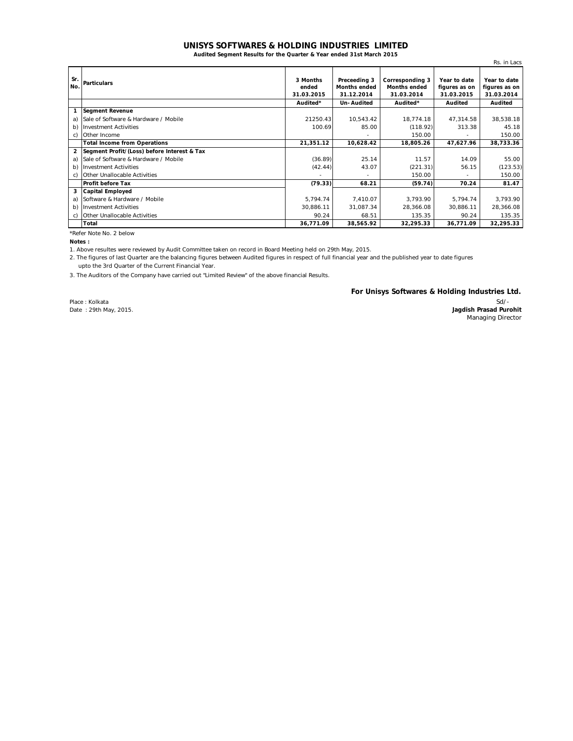# UNISYS SOFTWARES & HOLDING INDUSTRIES LIMITED

**Audited Segment Results for the Quarter & Year ended 31st March 2015**

Rs. in Lacs

| Sr. No. | Particulars | 3 Months ended 31.03.2015 | Preceeding 3 Months ended 31.12.2014 | Corresponding 3 Months ended 31.03.2014 | Year to date figures as on 31.03.2015 | Year to date figures as on 31.03.2014 |
|---|---|---|---|---|---|---|
| | | Audited* | Un- Audited | Audited* | Audited | Audited |
| **1** | **Segment Revenue** | | | | | |
| a) | Sale of Software & Hardware / Mobile | 21250.43 | 10,543.42 | 18,774.18 | 47,314.58 | 38,538.18 |
| b) | Investment Activities | 100.69 | 85.00 | (118.92) | 313.38 | 45.18 |
| c) | Other Income | | - | 150.00 | - | 150.00 |
| | **Total Income from Operations** | **21,351.12** | **10,628.42** | **18,805.26** | **47,627.96** | **38,733.36** |
| **2** | **Segment Profit/(Loss) before Interest & Tax** | | | | | |
| a) | Sale of Software & Hardware / Mobile | (36.89) | 25.14 | 11.57 | 14.09 | 55.00 |
| b) | Investment Activities | (42.44) | 43.07 | (221.31) | 56.15 | (123.53) |
| c) | Other Unallocable Activities | - | - | 150.00 | - | 150.00 |
| | **Profit before Tax** | **(79.33)** | **68.21** | **(59.74)** | **70.24** | **81.47** |
| **3** | **Capital Employed** | | | | | |
| a) | Software & Hardware / Mobile | 5,794.74 | 7,410.07 | 3,793.90 | 5,794.74 | 3,793.90 |
| b) | Investment Activities | 30,886.11 | 31,087.34 | 28,366.08 | 30,886.11 | 28,366.08 |
| c) | Other Unallocable Activities | 90.24 | 68.51 | 135.35 | 90.24 | 135.35 |
| | **Total** | **36,771.09** | **38,565.92** | **32,295.33** | **36,771.09** | **32,295.33** |

*Refer Note No. 2 below

**Notes :**

1. Above resultes were reviewed by Audit Committee taken on record in Board Meeting held on 29th May, 2015.
2. The figures of last Quarter are the balancing figures between Audited figures in respect of full financial year and the published year to date figures upto the 3rd Quarter of the Current Financial Year.
3. The Auditors of the Company have carried out "Limited Review" of the above financial Results.

**For Unisys Softwares & Holding Industries Ltd.**

Sd/-

**Jagdish Prasad Purohit**

Managing Director

Place : Kolkata

Date : 29th May, 2015.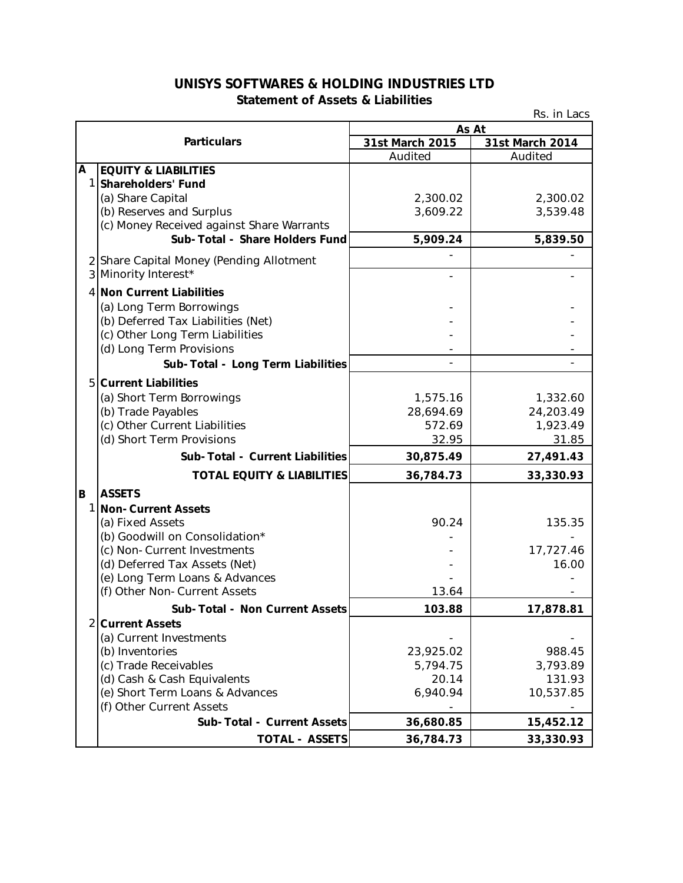# UNISYS SOFTWARES & HOLDING INDUSTRIES LTD

## Statement of Assets & Liabilities

Rs. in Lacs

| | | As At | |
|---|---|---|---|
| | **Particulars** | **31st March 2015** | **31st March 2014** |
| | | Audited | Audited |
| **A** | **EQUITY & LIABILITIES** | | |
| 1 | **Shareholders' Fund** | | |
| | (a) Share Capital | 2,300.02 | 2,300.02 |
| | (b) Reserves and Surplus | 3,609.22 | 3,539.48 |
| | (c) Money Received against Share Warrants | | |
| | **Sub-Total - Share Holders Fund** | **5,909.24** | **5,839.50** |
| 2 | Share Capital Money (Pending Allotment | - | - |
| 3 | Minority Interest* | - | - |
| 4 | **Non Current Liabilities** | | |
| | (a) Long Term Borrowings | - | - |
| | (b) Deferred Tax Liabilities (Net) | - | - |
| | (c) Other Long Term Liabilities | - | - |
| | (d) Long Term Provisions | - | - |
| | **Sub-Total - Long Term Liabilities** | - | - |
| 5 | **Current Liabilities** | | |
| | (a) Short Term Borrowings | 1,575.16 | 1,332.60 |
| | (b) Trade Payables | 28,694.69 | 24,203.49 |
| | (c) Other Current Liabilities | 572.69 | 1,923.49 |
| | (d) Short Term Provisions | 32.95 | 31.85 |
| | **Sub-Total - Current Liabilities** | **30,875.49** | **27,491.43** |
| | **TOTAL EQUITY & LIABILITIES** | **36,784.73** | **33,330.93** |
| **B** | **ASSETS** | | |
| 1 | **Non-Current Assets** | | |
| | (a) Fixed Assets | 90.24 | 135.35 |
| | (b) Goodwill on Consolidation* | - | - |
| | (c) Non-Current Investments | - | 17,727.46 |
| | (d) Deferred Tax Assets (Net) | - | 16.00 |
| | (e) Long Term Loans & Advances | - | - |
| | (f) Other Non-Current Assets | 13.64 | - |
| | **Sub-Total - Non Current Assets** | **103.88** | **17,878.81** |
| 2 | **Current Assets** | | |
| | (a) Current Investments | - | - |
| | (b) Inventories | 23,925.02 | 988.45 |
| | (c) Trade Receivables | 5,794.75 | 3,793.89 |
| | (d) Cash & Cash Equivalents | 20.14 | 131.93 |
| | (e) Short Term Loans & Advances | 6,940.94 | 10,537.85 |
| | (f) Other Current Assets | - | - |
| | **Sub-Total - Current Assets** | **36,680.85** | **15,452.12** |
| | **TOTAL - ASSETS** | **36,784.73** | **33,330.93** |